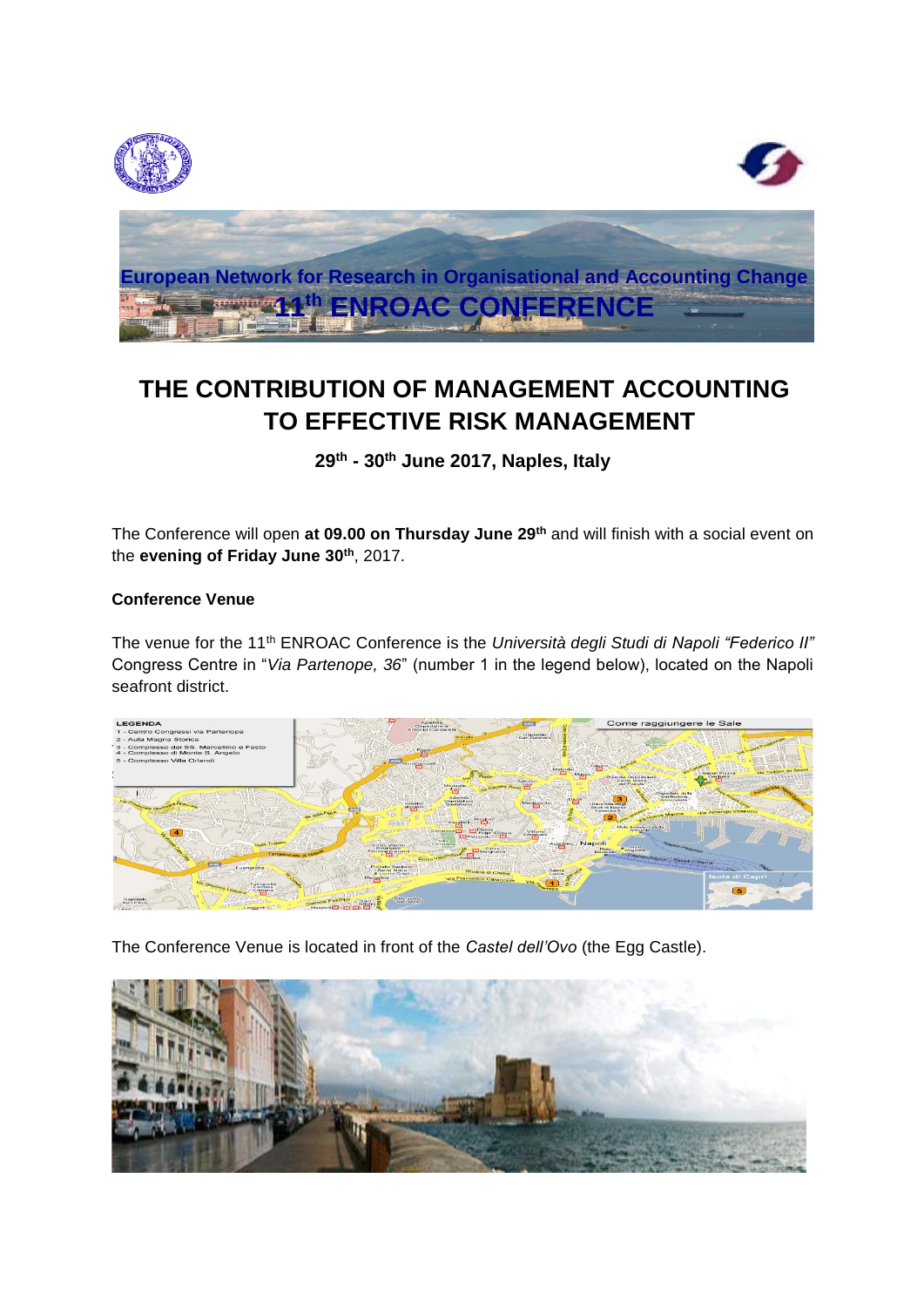European Network for Research in Organisational and Accounting Change

11th ENROAC CONFERENCE

# THE CONTRIBUTION OF MANAGEMENT ACCOUNTING TO EFFECTIVE RISK MANAGEMENT

**29th - 30th June 2017, Naples, Italy**

The Conference will open **at 09.00 on Thursday June 29th** and will finish with a social event on the **evening of Friday June 30th**, 2017.

**Conference Venue**

The venue for the 11th ENROAC Conference is the *Università degli Studi di Napoli "Federico II"* Congress Centre in "*Via Partenope, 36*" (number 1 in the legend below), located on the Napoli seafront district.

The Conference Venue is located in front of the *Castel dell'Ovo* (the Egg Castle).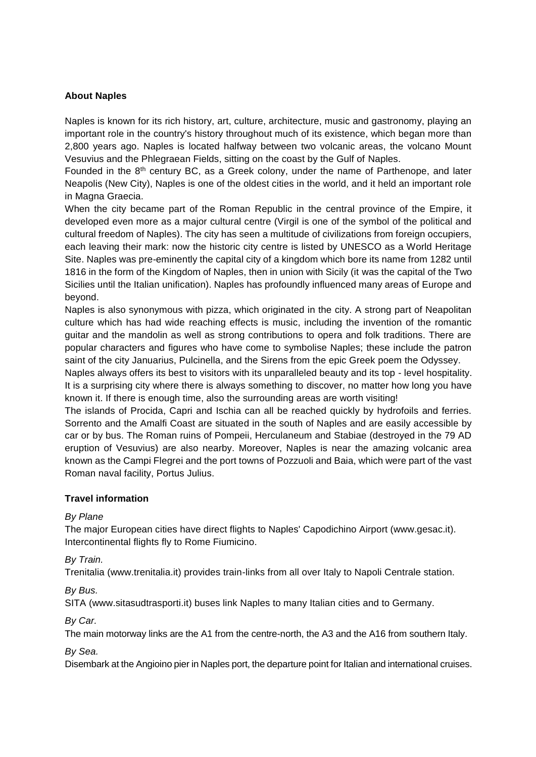**About Naples**

Naples is known for its rich history, art, culture, architecture, music and gastronomy, playing an important role in the country's history throughout much of its existence, which began more than 2,800 years ago. Naples is located halfway between two volcanic areas, the volcano Mount Vesuvius and the Phlegraean Fields, sitting on the coast by the Gulf of Naples.

Founded in the 8th century BC, as a Greek colony, under the name of Parthenope, and later Neapolis (New City), Naples is one of the oldest cities in the world, and it held an important role in Magna Graecia.

When the city became part of the Roman Republic in the central province of the Empire, it developed even more as a major cultural centre (Virgil is one of the symbol of the political and cultural freedom of Naples). The city has seen a multitude of civilizations from foreign occupiers, each leaving their mark: now the historic city centre is listed by UNESCO as a World Heritage Site. Naples was pre-eminently the capital city of a kingdom which bore its name from 1282 until 1816 in the form of the Kingdom of Naples, then in union with Sicily (it was the capital of the Two Sicilies until the Italian unification). Naples has profoundly influenced many areas of Europe and beyond.

Naples is also synonymous with pizza, which originated in the city. A strong part of Neapolitan culture which has had wide reaching effects is music, including the invention of the romantic guitar and the mandolin as well as strong contributions to opera and folk traditions. There are popular characters and figures who have come to symbolise Naples; these include the patron saint of the city Januarius, Pulcinella, and the Sirens from the epic Greek poem the Odyssey.

Naples always offers its best to visitors with its unparalleled beauty and its top - level hospitality. It is a surprising city where there is always something to discover, no matter how long you have known it. If there is enough time, also the surrounding areas are worth visiting!

The islands of Procida, Capri and Ischia can all be reached quickly by hydrofoils and ferries. Sorrento and the Amalfi Coast are situated in the south of Naples and are easily accessible by car or by bus. The Roman ruins of Pompeii, Herculaneum and Stabiae (destroyed in the 79 AD eruption of Vesuvius) are also nearby. Moreover, Naples is near the amazing volcanic area known as the Campi Flegrei and the port towns of Pozzuoli and Baia, which were part of the vast Roman naval facility, Portus Julius.

**Travel information**

*By Plane*

The major European cities have direct flights to Naples' Capodichino Airport (www.gesac.it). Intercontinental flights fly to Rome Fiumicino.

*By Train.*

Trenitalia (www.trenitalia.it) provides train-links from all over Italy to Napoli Centrale station.

*By Bus.*

SITA (www.sitasudtrasporti.it) buses link Naples to many Italian cities and to Germany.

*By Car.*

The main motorway links are the A1 from the centre-north, the A3 and the A16 from southern Italy.

*By Sea.*

Disembark at the Angioino pier in Naples port, the departure point for Italian and international cruises.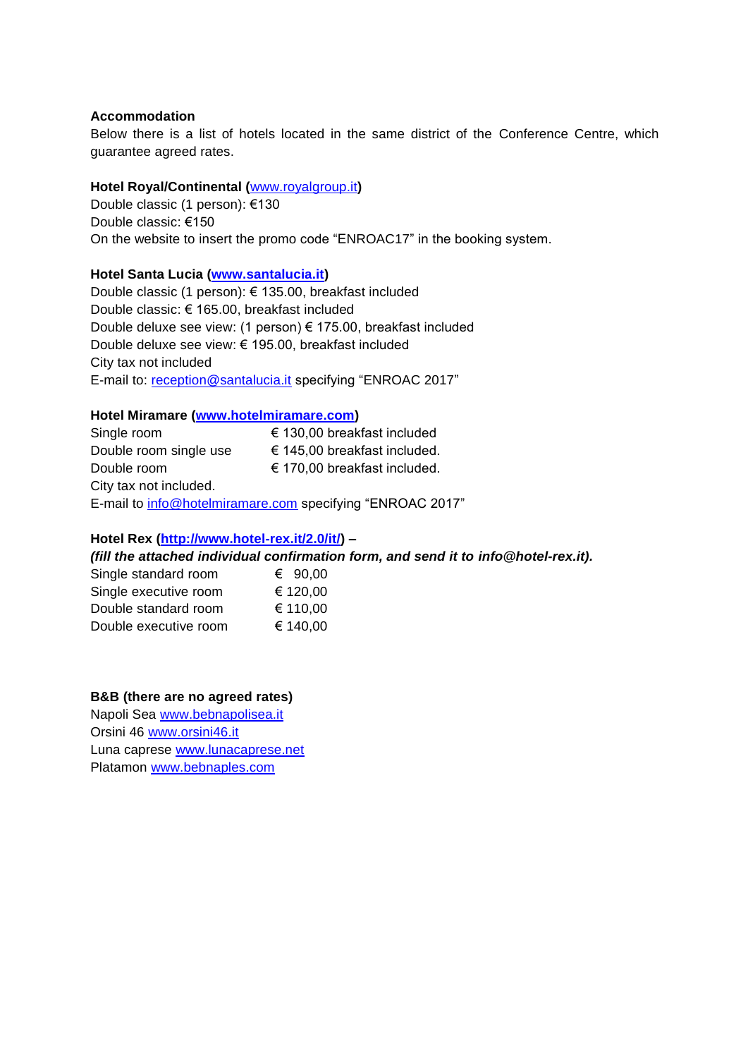**Accommodation**

Below there is a list of hotels located in the same district of the Conference Centre, which guarantee agreed rates.

**Hotel Royal/Continental (www.royalgroup.it)**

Double classic (1 person): €130
Double classic: €150
On the website to insert the promo code "ENROAC17" in the booking system.

**Hotel Santa Lucia (www.santalucia.it)**

Double classic (1 person): € 135.00, breakfast included
Double classic: € 165.00, breakfast included
Double deluxe see view: (1 person) € 175.00, breakfast included
Double deluxe see view: € 195.00, breakfast included
City tax not included
E-mail to: reception@santalucia.it specifying "ENROAC 2017"

**Hotel Miramare (www.hotelmiramare.com)**

| | |
|---|---|
| Single room | € 130,00 breakfast included |
| Double room single use | € 145,00 breakfast included. |
| Double room | € 170,00 breakfast included. |

City tax not included.
E-mail to info@hotelmiramare.com specifying "ENROAC 2017"

**Hotel Rex (http://www.hotel-rex.it/2.0/it/) –**

***(fill the attached individual confirmation form, and send it to info@hotel-rex.it).***

| | |
|---|---|
| Single standard room | € 90,00 |
| Single executive room | € 120,00 |
| Double standard room | € 110,00 |
| Double executive room | € 140,00 |

**B&B (there are no agreed rates)**

Napoli Sea www.bebnapolisea.it
Orsini 46 www.orsini46.it
Luna caprese www.lunacaprese.net
Platamon www.bebnaples.com